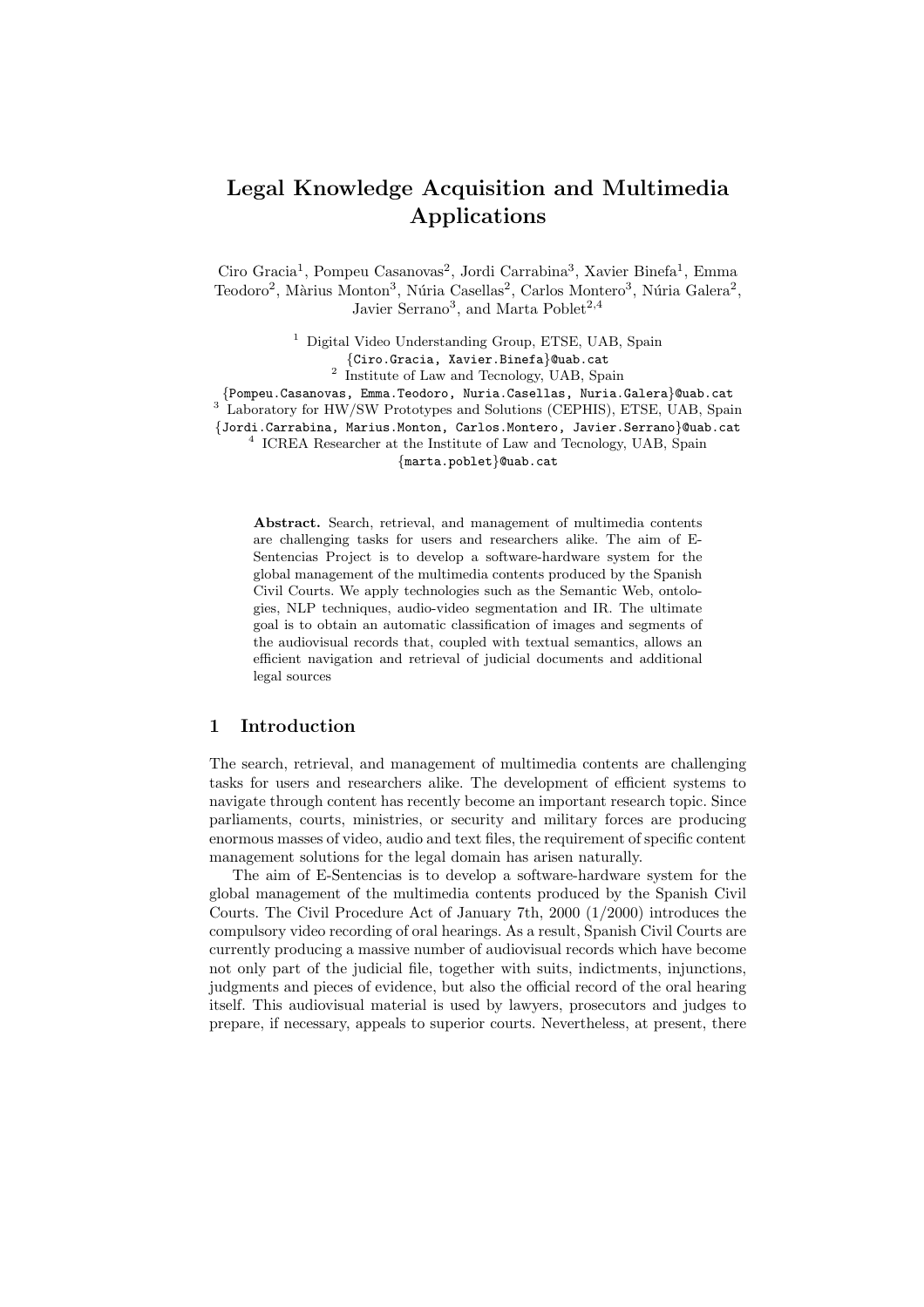# Legal Knowledge Acquisition and Multimedia Applications

Ciro Gracia[1], Pompeu Casanovas[2], Jordi Carrabina[3], Xavier Binefa[1], Emma Teodoro[2], Màrius Monton[3], Núria Casellas[2], Carlos Montero[3], Núria Galera[2], Javier Serrano[3], and Marta Poblet[2,4]

[1] Digital Video Understanding Group, ETSE, UAB, Spain
{Ciro.Gracia, Xavier.Binefa}@uab.cat

[2] Institute of Law and Tecnology, UAB, Spain
{Pompeu.Casanovas, Emma.Teodoro, Nuria.Casellas, Nuria.Galera}@uab.cat

[3] Laboratory for HW/SW Prototypes and Solutions (CEPHIS), ETSE, UAB, Spain
{Jordi.Carrabina, Marius.Monton, Carlos.Montero, Javier.Serrano}@uab.cat

[4] ICREA Researcher at the Institute of Law and Tecnology, UAB, Spain
{marta.poblet}@uab.cat

**Abstract.** Search, retrieval, and management of multimedia contents are challenging tasks for users and researchers alike. The aim of E-Sentencias Project is to develop a software-hardware system for the global management of the multimedia contents produced by the Spanish Civil Courts. We apply technologies such as the Semantic Web, ontologies, NLP techniques, audio-video segmentation and IR. The ultimate goal is to obtain an automatic classification of images and segments of the audiovisual records that, coupled with textual semantics, allows an efficient navigation and retrieval of judicial documents and additional legal sources

## 1 Introduction

The search, retrieval, and management of multimedia contents are challenging tasks for users and researchers alike. The development of efficient systems to navigate through content has recently become an important research topic. Since parliaments, courts, ministries, or security and military forces are producing enormous masses of video, audio and text files, the requirement of specific content management solutions for the legal domain has arisen naturally.

The aim of E-Sentencias is to develop a software-hardware system for the global management of the multimedia contents produced by the Spanish Civil Courts. The Civil Procedure Act of January 7th, 2000 (1/2000) introduces the compulsory video recording of oral hearings. As a result, Spanish Civil Courts are currently producing a massive number of audiovisual records which have become not only part of the judicial file, together with suits, indictments, injunctions, judgments and pieces of evidence, but also the official record of the oral hearing itself. This audiovisual material is used by lawyers, prosecutors and judges to prepare, if necessary, appeals to superior courts. Nevertheless, at present, there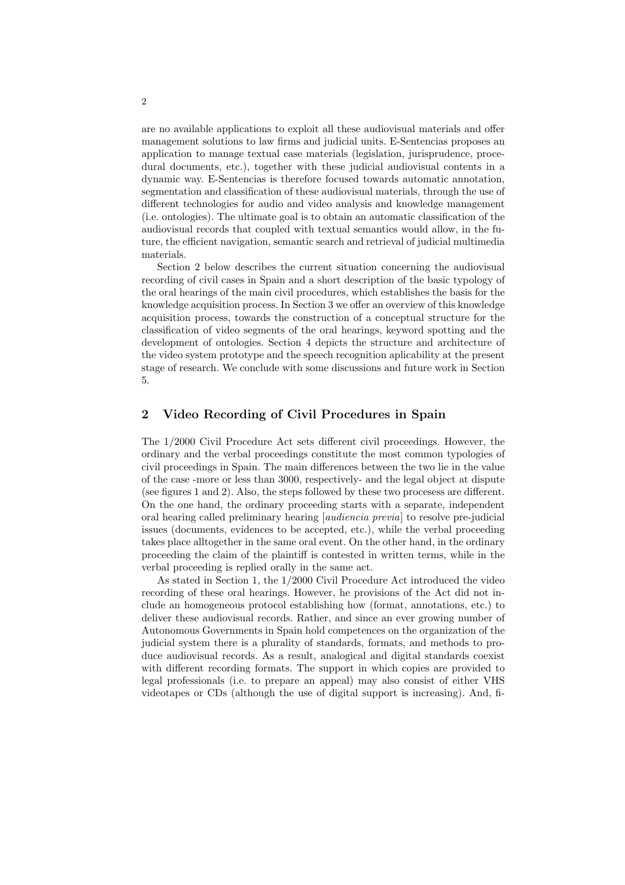are no available applications to exploit all these audiovisual materials and offer management solutions to law firms and judicial units. E-Sentencias proposes an application to manage textual case materials (legislation, jurisprudence, procedural documents, etc.), together with these judicial audiovisual contents in a dynamic way. E-Sentencias is therefore focused towards automatic annotation, segmentation and classification of these audiovisual materials, through the use of different technologies for audio and video analysis and knowledge management (i.e. ontologies). The ultimate goal is to obtain an automatic classification of the audiovisual records that coupled with textual semantics would allow, in the future, the efficient navigation, semantic search and retrieval of judicial multimedia materials.

Section 2 below describes the current situation concerning the audiovisual recording of civil cases in Spain and a short description of the basic typology of the oral hearings of the main civil procedures, which establishes the basis for the knowledge acquisition process. In Section 3 we offer an overview of this knowledge acquisition process, towards the construction of a conceptual structure for the classification of video segments of the oral hearings, keyword spotting and the development of ontologies. Section 4 depicts the structure and architecture of the video system prototype and the speech recognition aplicability at the present stage of research. We conclude with some discussions and future work in Section 5.

## 2 Video Recording of Civil Procedures in Spain

The 1/2000 Civil Procedure Act sets different civil proceedings. However, the ordinary and the verbal proceedings constitute the most common typologies of civil proceedings in Spain. The main differences between the two lie in the value of the case -more or less than 3000, respectively- and the legal object at dispute (see figures 1 and 2). Also, the steps followed by these two processess are different. On the one hand, the ordinary proceeding starts with a separate, independent oral hearing called preliminary hearing [*audiencia previa*] to resolve pre-judicial issues (documents, evidences to be accepted, etc.), while the verbal proceeding takes place alltogether in the same oral event. On the other hand, in the ordinary proceeding the claim of the plaintiff is contested in written terms, while in the verbal proceeding is replied orally in the same act.

As stated in Section 1, the 1/2000 Civil Procedure Act introduced the video recording of these oral hearings. However, he provisions of the Act did not include an homogeneous protocol establishing how (format, annotations, etc.) to deliver these audiovisual records. Rather, and since an ever growing number of Autonomous Governments in Spain hold competences on the organization of the judicial system there is a plurality of standards, formats, and methods to produce audiovisual records. As a result, analogical and digital standards coexist with different recording formats. The support in which copies are provided to legal professionals (i.e. to prepare an appeal) may also consist of either VHS videotapes or CDs (although the use of digital support is increasing). And, fi-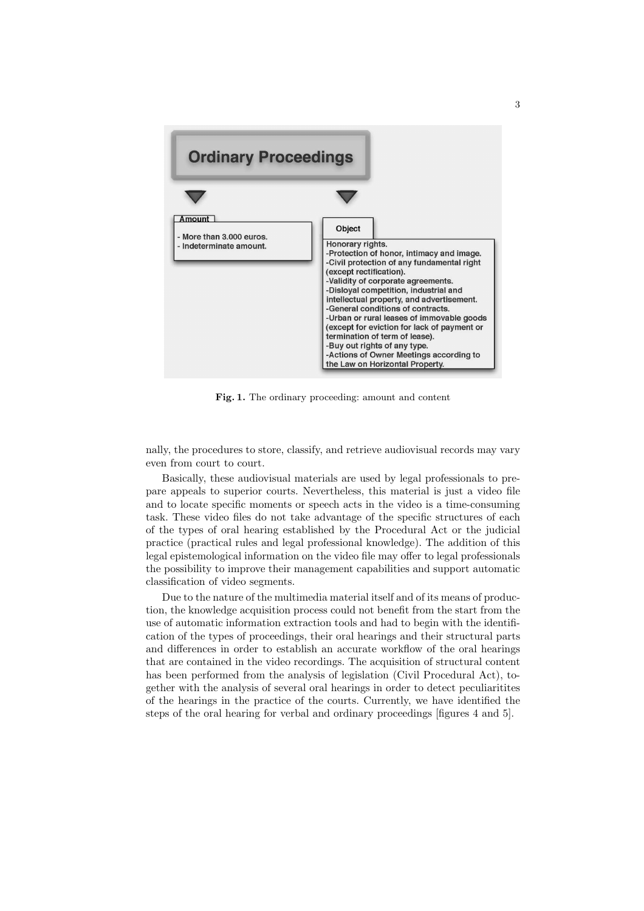**Ordinary Proceedings**

**Amount**

- More than 3.000 euros.
- Indeterminate amount.

**Object**

Honorary rights.
-Protection of honor, intimacy and image.
-Civil protection of any fundamental right (except rectification).
-Validity of corporate agreements.
-Disloyal competition, industrial and intellectual property, and advertisement.
-General conditions of contracts.
-Urban or rural leases of immovable goods (except for eviction for lack of payment or termination of term of lease).
-Buy out rights of any type.
-Actions of Owner Meetings according to the Law on Horizontal Property.

**Fig. 1.** The ordinary proceeding: amount and content

nally, the procedures to store, classify, and retrieve audiovisual records may vary even from court to court.

Basically, these audiovisual materials are used by legal professionals to prepare appeals to superior courts. Nevertheless, this material is just a video file and to locate specific moments or speech acts in the video is a time-consuming task. These video files do not take advantage of the specific structures of each of the types of oral hearing established by the Procedural Act or the judicial practice (practical rules and legal professional knowledge). The addition of this legal epistemological information on the video file may offer to legal professionals the possibility to improve their management capabilities and support automatic classification of video segments.

Due to the nature of the multimedia material itself and of its means of production, the knowledge acquisition process could not benefit from the start from the use of automatic information extraction tools and had to begin with the identification of the types of proceedings, their oral hearings and their structural parts and differences in order to establish an accurate workflow of the oral hearings that are contained in the video recordings. The acquisition of structural content has been performed from the analysis of legislation (Civil Procedural Act), together with the analysis of several oral hearings in order to detect peculiaritites of the hearings in the practice of the courts. Currently, we have identified the steps of the oral hearing for verbal and ordinary proceedings [figures 4 and 5].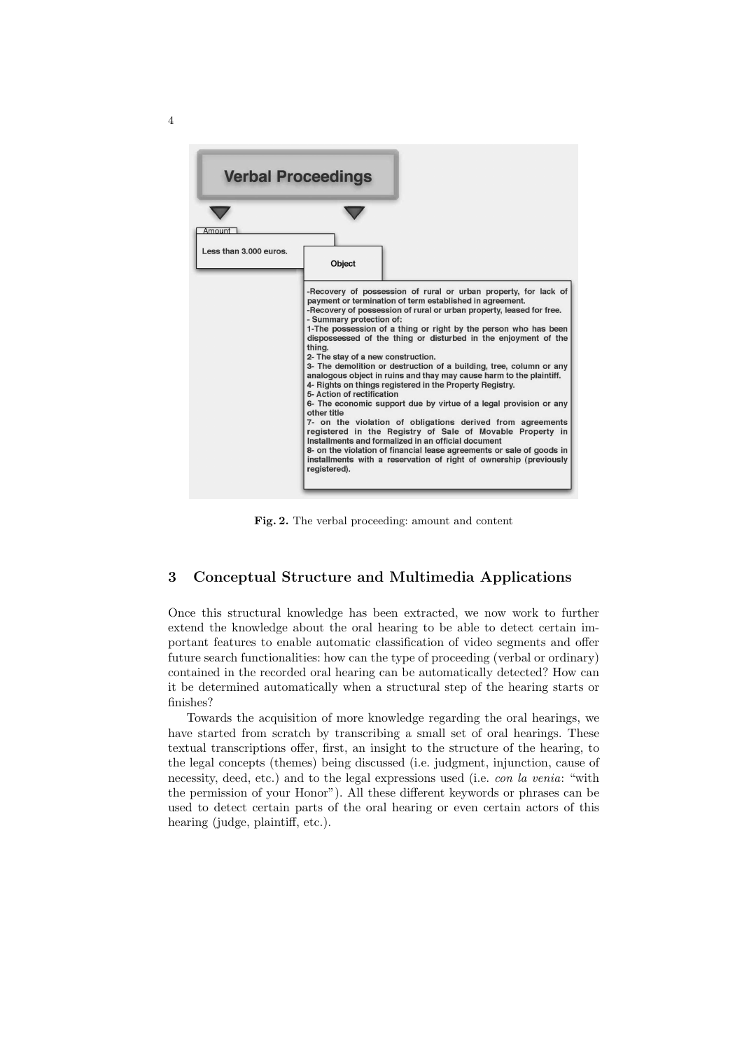Verbal Proceedings

Amount

Less than 3.000 euros.

Object

-Recovery of possession of rural or urban property, for lack of payment or termination of term established in agreement.
-Recovery of possession of rural or urban property, leased for free.
- Summary protection of:
1-The possession of a thing or right by the person who has been dispossessed of the thing or disturbed in the enjoyment of the thing.
2- The stay of a new construction.
3- The demolition or destruction of a building, tree, column or any analogous object in ruins and thay may cause harm to the plaintiff.
4- Rights on things registered in the Property Registry.
5- Action of rectification
6- The economic support due by virtue of a legal provision or any other title
7- on the violation of obligations derived from agreements registered in the Registry of Sale of Movable Property in installments and formalized in an official document
8- on the violation of financial lease agreements or sale of goods in installments with a reservation of right of ownership (previously registered).

**Fig. 2.** The verbal proceeding: amount and content

## 3 Conceptual Structure and Multimedia Applications

Once this structural knowledge has been extracted, we now work to further extend the knowledge about the oral hearing to be able to detect certain important features to enable automatic classification of video segments and offer future search functionalities: how can the type of proceeding (verbal or ordinary) contained in the recorded oral hearing can be automatically detected? How can it be determined automatically when a structural step of the hearing starts or finishes?

Towards the acquisition of more knowledge regarding the oral hearings, we have started from scratch by transcribing a small set of oral hearings. These textual transcriptions offer, first, an insight to the structure of the hearing, to the legal concepts (themes) being discussed (i.e. judgment, injunction, cause of necessity, deed, etc.) and to the legal expressions used (i.e. *con la venia*: "with the permission of your Honor"). All these different keywords or phrases can be used to detect certain parts of the oral hearing or even certain actors of this hearing (judge, plaintiff, etc.).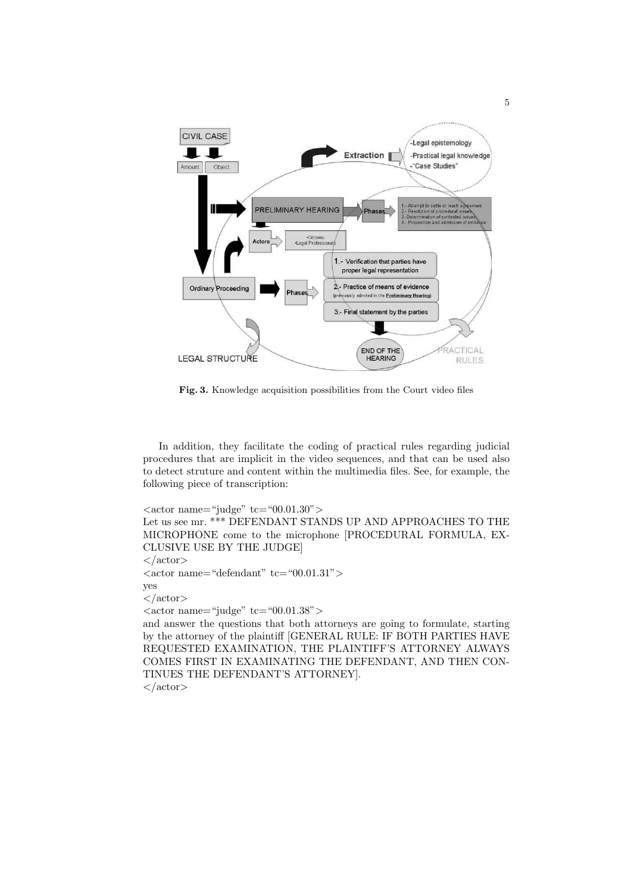**Fig. 3.** Knowledge acquisition possibilities from the Court video files

In addition, they facilitate the coding of practical rules regarding judicial procedures that are implicit in the video sequences, and that can be used also to detect struture and content within the multimedia files. See, for example, the following piece of transcription:

<actor name="judge" tc="00.01.30">
Let us see mr. *** DEFENDANT STANDS UP AND APPROACHES TO THE MICROPHONE come to the microphone [PROCEDURAL FORMULA, EXCLUSIVE USE BY THE JUDGE]
</actor>
<actor name="defendant" tc="00.01.31">
yes
</actor>
<actor name="judge" tc="00.01.38">
and answer the questions that both attorneys are going to formulate, starting by the attorney of the plaintiff [GENERAL RULE: IF BOTH PARTIES HAVE REQUESTED EXAMINATION, THE PLAINTIFF'S ATTORNEY ALWAYS COMES FIRST IN EXAMINATING THE DEFENDANT, AND THEN CONTINUES THE DEFENDANT'S ATTORNEY].
</actor>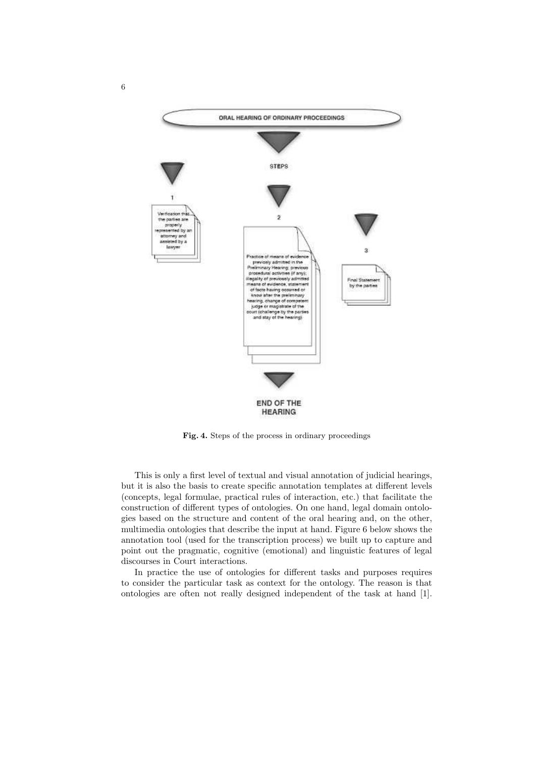**Fig. 4.** Steps of the process in ordinary proceedings

This is only a first level of textual and visual annotation of judicial hearings, but it is also the basis to create specific annotation templates at different levels (concepts, legal formulae, practical rules of interaction, etc.) that facilitate the construction of different types of ontologies. On one hand, legal domain ontologies based on the structure and content of the oral hearing and, on the other, multimedia ontologies that describe the input at hand. Figure 6 below shows the annotation tool (used for the transcription process) we built up to capture and point out the pragmatic, cognitive (emotional) and linguistic features of legal discourses in Court interactions.

In practice the use of ontologies for different tasks and purposes requires to consider the particular task as context for the ontology. The reason is that ontologies are often not really designed independent of the task at hand [1].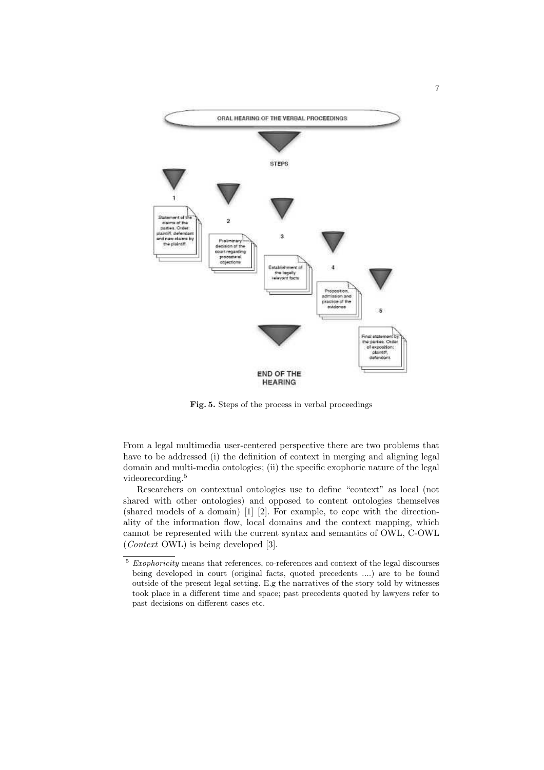ORAL HEARING OF THE VERBAL PROCEEDINGS

STEPS

1. Statement of the claims of the parties. Order: plaintiff, defendant and new claims by the plaintiff.
2. Preliminary decision of the court regarding procedural objections
3. Establishment of the legally relevant facts
4. Proposition, admission and practice of the evidence
5. Final statement by the parties. Order of exposition: plaintiff, defendant.

END OF THE HEARING

**Fig. 5.** Steps of the process in verbal proceedings

From a legal multimedia user-centered perspective there are two problems that have to be addressed (i) the definition of context in merging and aligning legal domain and multi-media ontologies; (ii) the specific exophoric nature of the legal videorecording.[5]

Researchers on contextual ontologies use to define "context" as local (not shared with other ontologies) and opposed to content ontologies themselves (shared models of a domain) [1] [2]. For example, to cope with the directionality of the information flow, local domains and the context mapping, which cannot be represented with the current syntax and semantics of OWL, C-OWL (*Context* OWL) is being developed [3].

---

[5] *Exophoricity* means that references, co-references and context of the legal discourses being developed in court (original facts, quoted precedents ....) are to be found outside of the present legal setting. E.g the narratives of the story told by witnesses took place in a different time and space; past precedents quoted by lawyers refer to past decisions on different cases etc.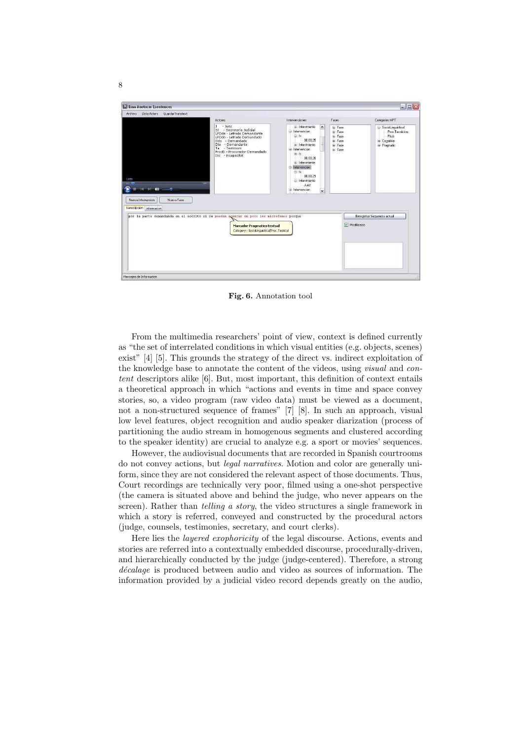Fig. 6. Annotation tool

From the multimedia researchers' point of view, context is defined currently as "the set of interrelated conditions in which visual entities (e.g. objects, scenes) exist" [4] [5]. This grounds the strategy of the direct vs. indirect exploitation of the knowledge base to annotate the content of the videos, using *visual* and *content* descriptors alike [6]. But, most important, this definition of context entails a theoretical approach in which "actions and events in time and space convey stories, so, a video program (raw video data) must be viewed as a document, not a non-structured sequence of frames" [7] [8]. In such an approach, visual low level features, object recognition and audio speaker diarization (process of partitioning the audio stream in homogenous segments and clustered according to the speaker identity) are crucial to analyze e.g. a sport or movies' sequences.

However, the audiovisual documents that are recorded in Spanish courtrooms do not convey actions, but *legal narratives*. Motion and color are generally uniform, since they are not considered the relevant aspect of those documents. Thus, Court recordings are technically very poor, filmed using a one-shot perspective (the camera is situated above and behind the judge, who never appears on the screen). Rather than *telling a story*, the video structures a single framework in which a story is referred, conveyed and constructed by the procedural actors (judge, counsels, testimonies, secretary, and court clerks).

Here lies the *layered exophoricity* of the legal discourse. Actions, events and stories are referred into a contextually embedded discourse, procedurally-driven, and hierarchically conducted by the judge (judge-centered). Therefore, a strong *décalage* is produced between audio and video as sources of information. The information provided by a judicial video record depends greatly on the audio,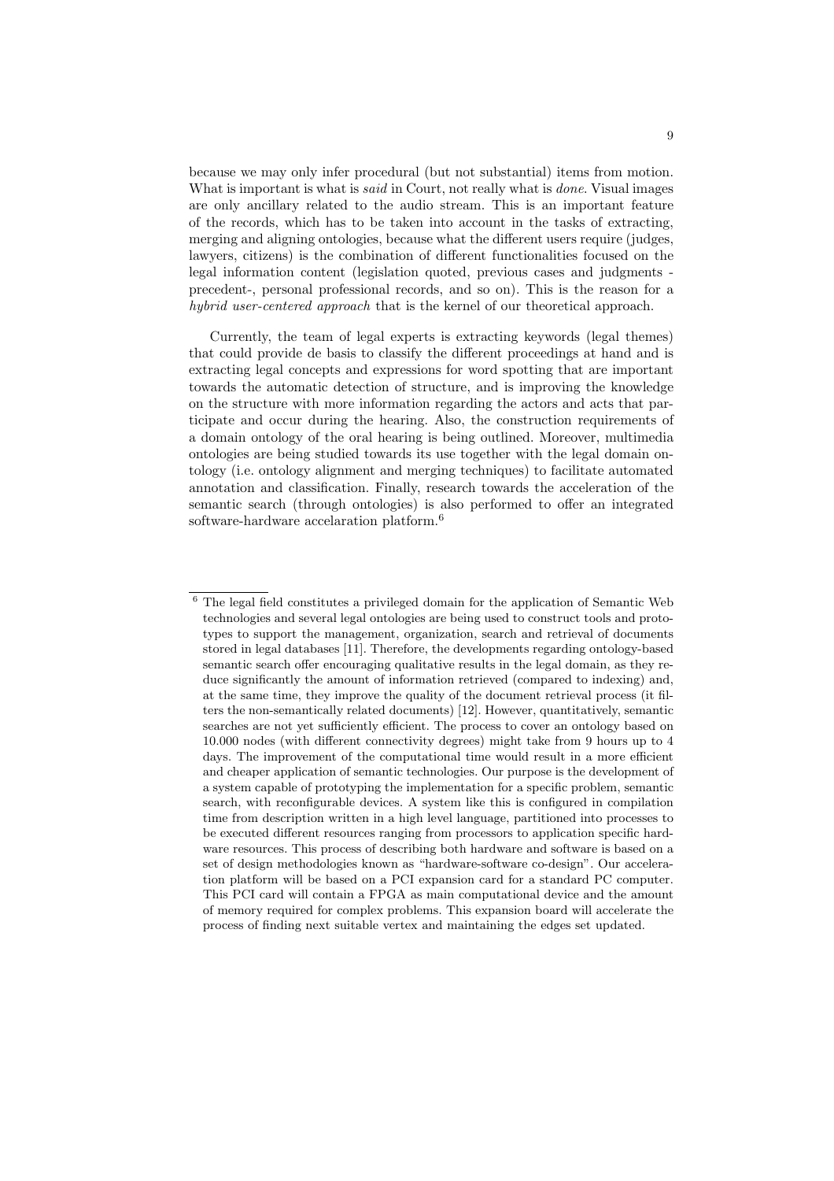because we may only infer procedural (but not substantial) items from motion. What is important is what is *said* in Court, not really what is *done*. Visual images are only ancillary related to the audio stream. This is an important feature of the records, which has to be taken into account in the tasks of extracting, merging and aligning ontologies, because what the different users require (judges, lawyers, citizens) is the combination of different functionalities focused on the legal information content (legislation quoted, previous cases and judgments -precedent-, personal professional records, and so on). This is the reason for a *hybrid user-centered approach* that is the kernel of our theoretical approach.

Currently, the team of legal experts is extracting keywords (legal themes) that could provide de basis to classify the different proceedings at hand and is extracting legal concepts and expressions for word spotting that are important towards the automatic detection of structure, and is improving the knowledge on the structure with more information regarding the actors and acts that participate and occur during the hearing. Also, the construction requirements of a domain ontology of the oral hearing is being outlined. Moreover, multimedia ontologies are being studied towards its use together with the legal domain ontology (i.e. ontology alignment and merging techniques) to facilitate automated annotation and classification. Finally, research towards the acceleration of the semantic search (through ontologies) is also performed to offer an integrated software-hardware accelaration platform.[6]

---

[6] The legal field constitutes a privileged domain for the application of Semantic Web technologies and several legal ontologies are being used to construct tools and prototypes to support the management, organization, search and retrieval of documents stored in legal databases [11]. Therefore, the developments regarding ontology-based semantic search offer encouraging qualitative results in the legal domain, as they reduce significantly the amount of information retrieved (compared to indexing) and, at the same time, they improve the quality of the document retrieval process (it filters the non-semantically related documents) [12]. However, quantitatively, semantic searches are not yet sufficiently efficient. The process to cover an ontology based on 10.000 nodes (with different connectivity degrees) might take from 9 hours up to 4 days. The improvement of the computational time would result in a more efficient and cheaper application of semantic technologies. Our purpose is the development of a system capable of prototyping the implementation for a specific problem, semantic search, with reconfigurable devices. A system like this is configured in compilation time from description written in a high level language, partitioned into processes to be executed different resources ranging from processors to application specific hardware resources. This process of describing both hardware and software is based on a set of design methodologies known as "hardware-software co-design". Our acceleration platform will be based on a PCI expansion card for a standard PC computer. This PCI card will contain a FPGA as main computational device and the amount of memory required for complex problems. This expansion board will accelerate the process of finding next suitable vertex and maintaining the edges set updated.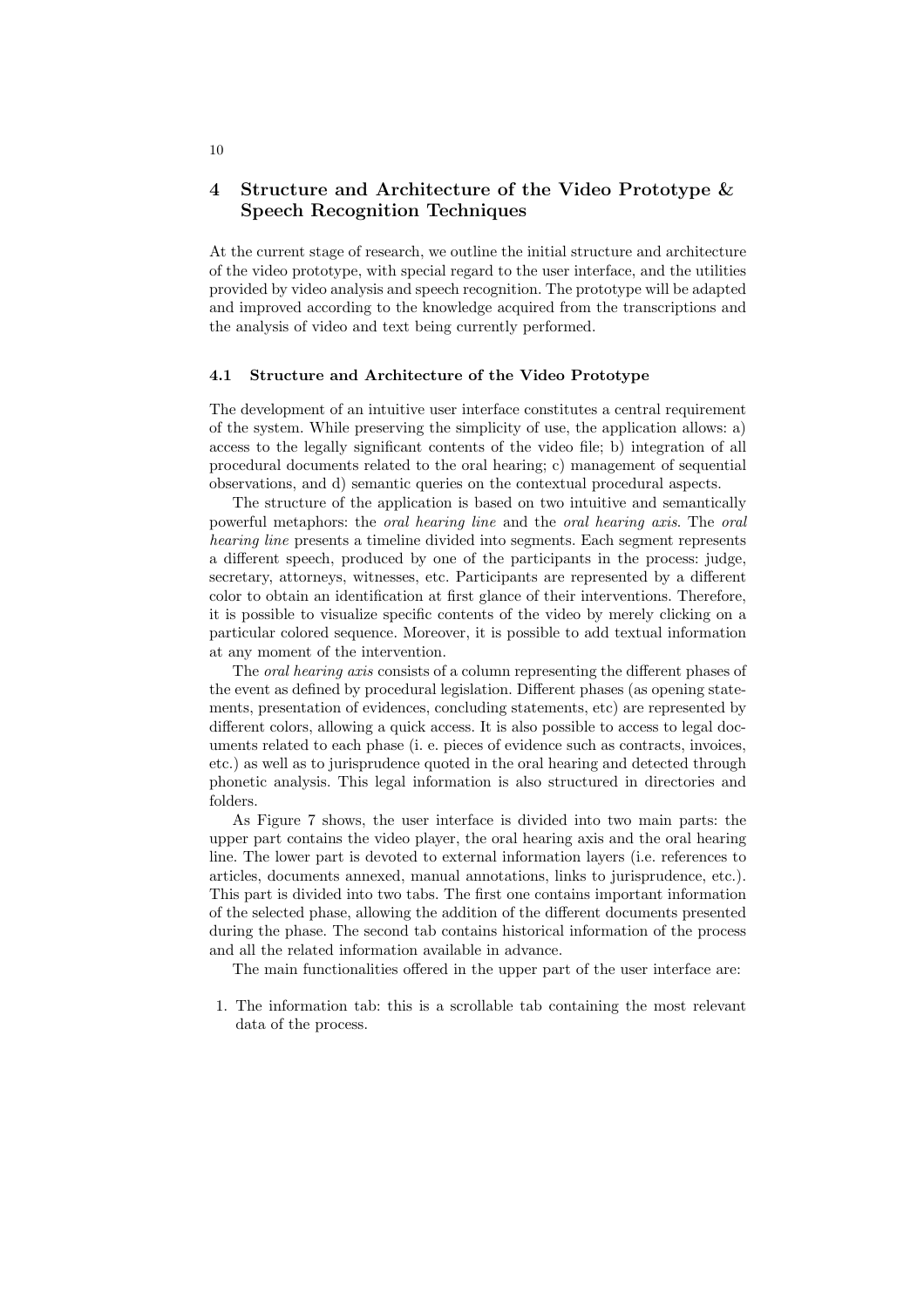## 4 Structure and Architecture of the Video Prototype & Speech Recognition Techniques

At the current stage of research, we outline the initial structure and architecture of the video prototype, with special regard to the user interface, and the utilities provided by video analysis and speech recognition. The prototype will be adapted and improved according to the knowledge acquired from the transcriptions and the analysis of video and text being currently performed.

### 4.1 Structure and Architecture of the Video Prototype

The development of an intuitive user interface constitutes a central requirement of the system. While preserving the simplicity of use, the application allows: a) access to the legally significant contents of the video file; b) integration of all procedural documents related to the oral hearing; c) management of sequential observations, and d) semantic queries on the contextual procedural aspects.

The structure of the application is based on two intuitive and semantically powerful metaphors: the *oral hearing line* and the *oral hearing axis*. The *oral hearing line* presents a timeline divided into segments. Each segment represents a different speech, produced by one of the participants in the process: judge, secretary, attorneys, witnesses, etc. Participants are represented by a different color to obtain an identification at first glance of their interventions. Therefore, it is possible to visualize specific contents of the video by merely clicking on a particular colored sequence. Moreover, it is possible to add textual information at any moment of the intervention.

The *oral hearing axis* consists of a column representing the different phases of the event as defined by procedural legislation. Different phases (as opening statements, presentation of evidences, concluding statements, etc) are represented by different colors, allowing a quick access. It is also possible to access to legal documents related to each phase (i. e. pieces of evidence such as contracts, invoices, etc.) as well as to jurisprudence quoted in the oral hearing and detected through phonetic analysis. This legal information is also structured in directories and folders.

As Figure 7 shows, the user interface is divided into two main parts: the upper part contains the video player, the oral hearing axis and the oral hearing line. The lower part is devoted to external information layers (i.e. references to articles, documents annexed, manual annotations, links to jurisprudence, etc.). This part is divided into two tabs. The first one contains important information of the selected phase, allowing the addition of the different documents presented during the phase. The second tab contains historical information of the process and all the related information available in advance.

The main functionalities offered in the upper part of the user interface are:

1. The information tab: this is a scrollable tab containing the most relevant data of the process.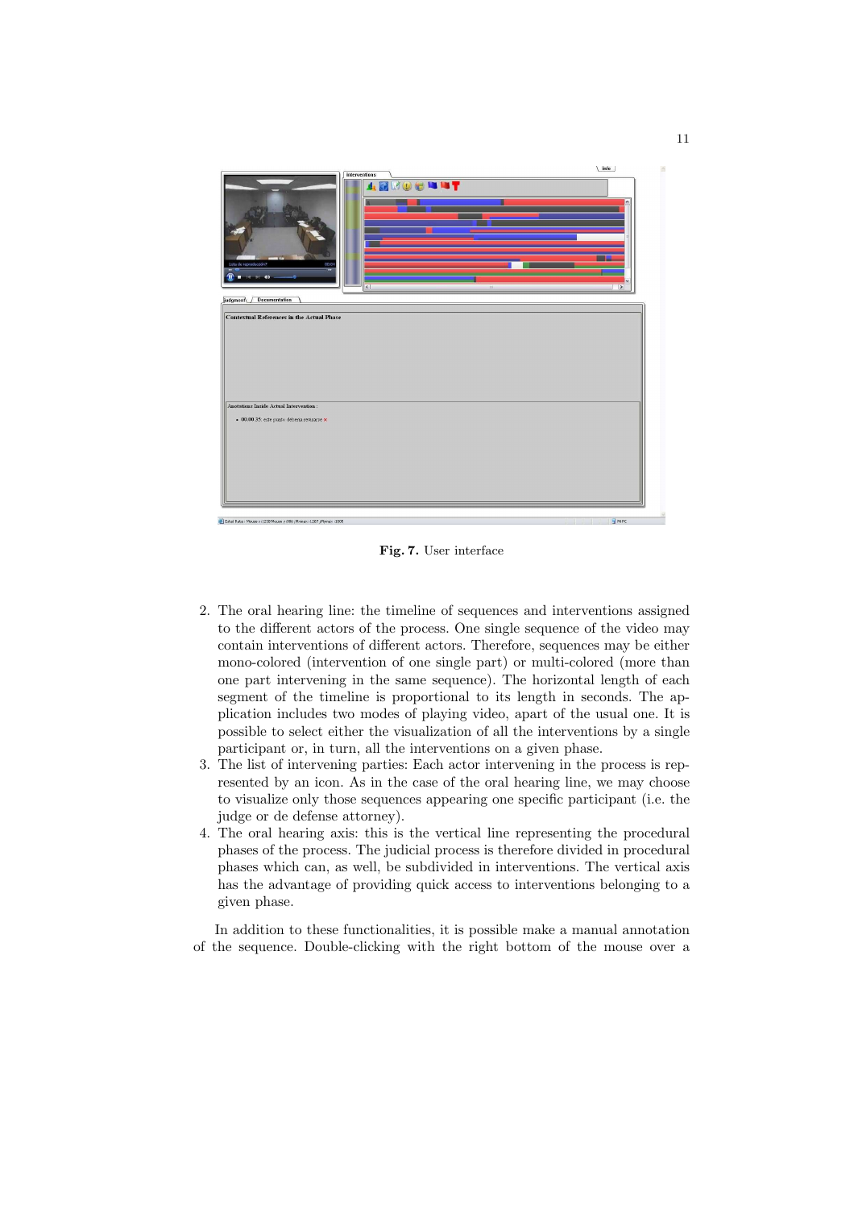Fig. 7. User interface

2. The oral hearing line: the timeline of sequences and interventions assigned to the different actors of the process. One single sequence of the video may contain interventions of different actors. Therefore, sequences may be either mono-colored (intervention of one single part) or multi-colored (more than one part intervening in the same sequence). The horizontal length of each segment of the timeline is proportional to its length in seconds. The application includes two modes of playing video, apart of the usual one. It is possible to select either the visualization of all the interventions by a single participant or, in turn, all the interventions on a given phase.
3. The list of intervening parties: Each actor intervening in the process is represented by an icon. As in the case of the oral hearing line, we may choose to visualize only those sequences appearing one specific participant (i.e. the judge or de defense attorney).
4. The oral hearing axis: this is the vertical line representing the procedural phases of the process. The judicial process is therefore divided in procedural phases which can, as well, be subdivided in interventions. The vertical axis has the advantage of providing quick access to interventions belonging to a given phase.

In addition to these functionalities, it is possible make a manual annotation of the sequence. Double-clicking with the right bottom of the mouse over a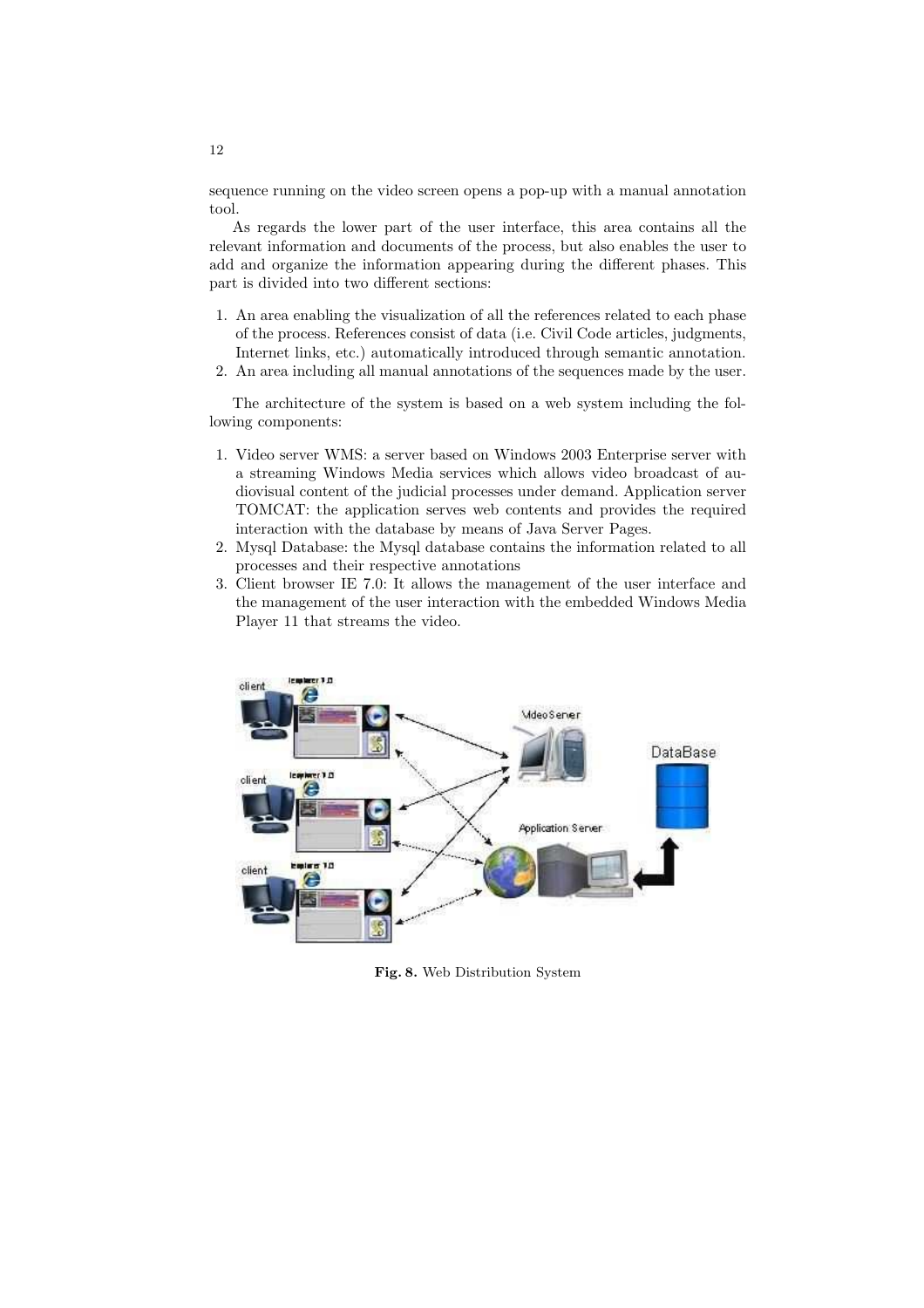sequence running on the video screen opens a pop-up with a manual annotation tool.

As regards the lower part of the user interface, this area contains all the relevant information and documents of the process, but also enables the user to add and organize the information appearing during the different phases. This part is divided into two different sections:

1. An area enabling the visualization of all the references related to each phase of the process. References consist of data (i.e. Civil Code articles, judgments, Internet links, etc.) automatically introduced through semantic annotation.
2. An area including all manual annotations of the sequences made by the user.

The architecture of the system is based on a web system including the following components:

1. Video server WMS: a server based on Windows 2003 Enterprise server with a streaming Windows Media services which allows video broadcast of audiovisual content of the judicial processes under demand. Application server TOMCAT: the application serves web contents and provides the required interaction with the database by means of Java Server Pages.
2. Mysql Database: the Mysql database contains the information related to all processes and their respective annotations
3. Client browser IE 7.0: It allows the management of the user interface and the management of the user interaction with the embedded Windows Media Player 11 that streams the video.

**Fig. 8.** Web Distribution System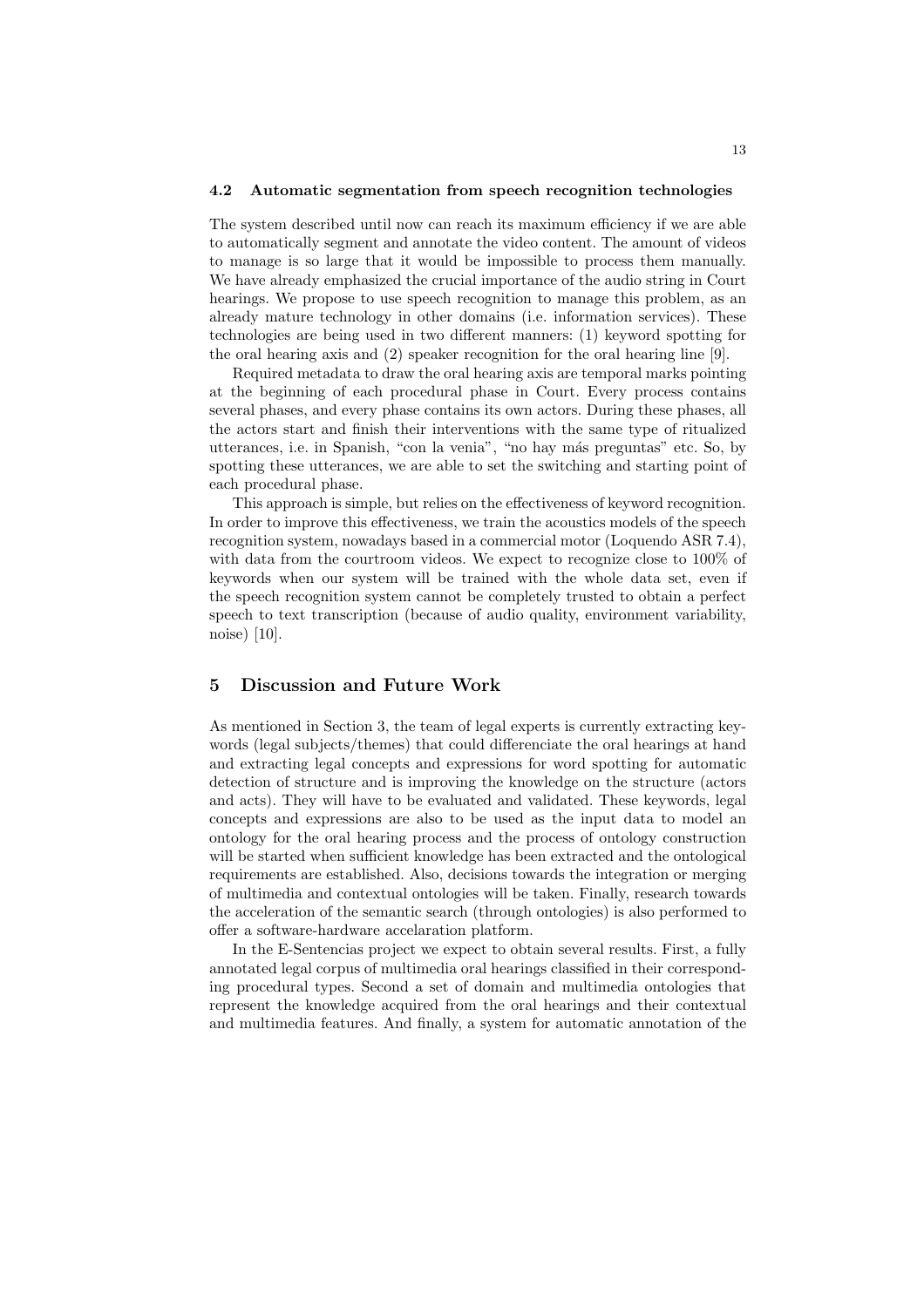### 4.2 Automatic segmentation from speech recognition technologies

The system described until now can reach its maximum efficiency if we are able to automatically segment and annotate the video content. The amount of videos to manage is so large that it would be impossible to process them manually. We have already emphasized the crucial importance of the audio string in Court hearings. We propose to use speech recognition to manage this problem, as an already mature technology in other domains (i.e. information services). These technologies are being used in two different manners: (1) keyword spotting for the oral hearing axis and (2) speaker recognition for the oral hearing line [9].

Required metadata to draw the oral hearing axis are temporal marks pointing at the beginning of each procedural phase in Court. Every process contains several phases, and every phase contains its own actors. During these phases, all the actors start and finish their interventions with the same type of ritualized utterances, i.e. in Spanish, "con la venia", "no hay más preguntas" etc. So, by spotting these utterances, we are able to set the switching and starting point of each procedural phase.

This approach is simple, but relies on the effectiveness of keyword recognition. In order to improve this effectiveness, we train the acoustics models of the speech recognition system, nowadays based in a commercial motor (Loquendo ASR 7.4), with data from the courtroom videos. We expect to recognize close to 100% of keywords when our system will be trained with the whole data set, even if the speech recognition system cannot be completely trusted to obtain a perfect speech to text transcription (because of audio quality, environment variability, noise) [10].

## 5 Discussion and Future Work

As mentioned in Section 3, the team of legal experts is currently extracting keywords (legal subjects/themes) that could differenciate the oral hearings at hand and extracting legal concepts and expressions for word spotting for automatic detection of structure and is improving the knowledge on the structure (actors and acts). They will have to be evaluated and validated. These keywords, legal concepts and expressions are also to be used as the input data to model an ontology for the oral hearing process and the process of ontology construction will be started when sufficient knowledge has been extracted and the ontological requirements are established. Also, decisions towards the integration or merging of multimedia and contextual ontologies will be taken. Finally, research towards the acceleration of the semantic search (through ontologies) is also performed to offer a software-hardware accelaration platform.

In the E-Sentencias project we expect to obtain several results. First, a fully annotated legal corpus of multimedia oral hearings classified in their corresponding procedural types. Second a set of domain and multimedia ontologies that represent the knowledge acquired from the oral hearings and their contextual and multimedia features. And finally, a system for automatic annotation of the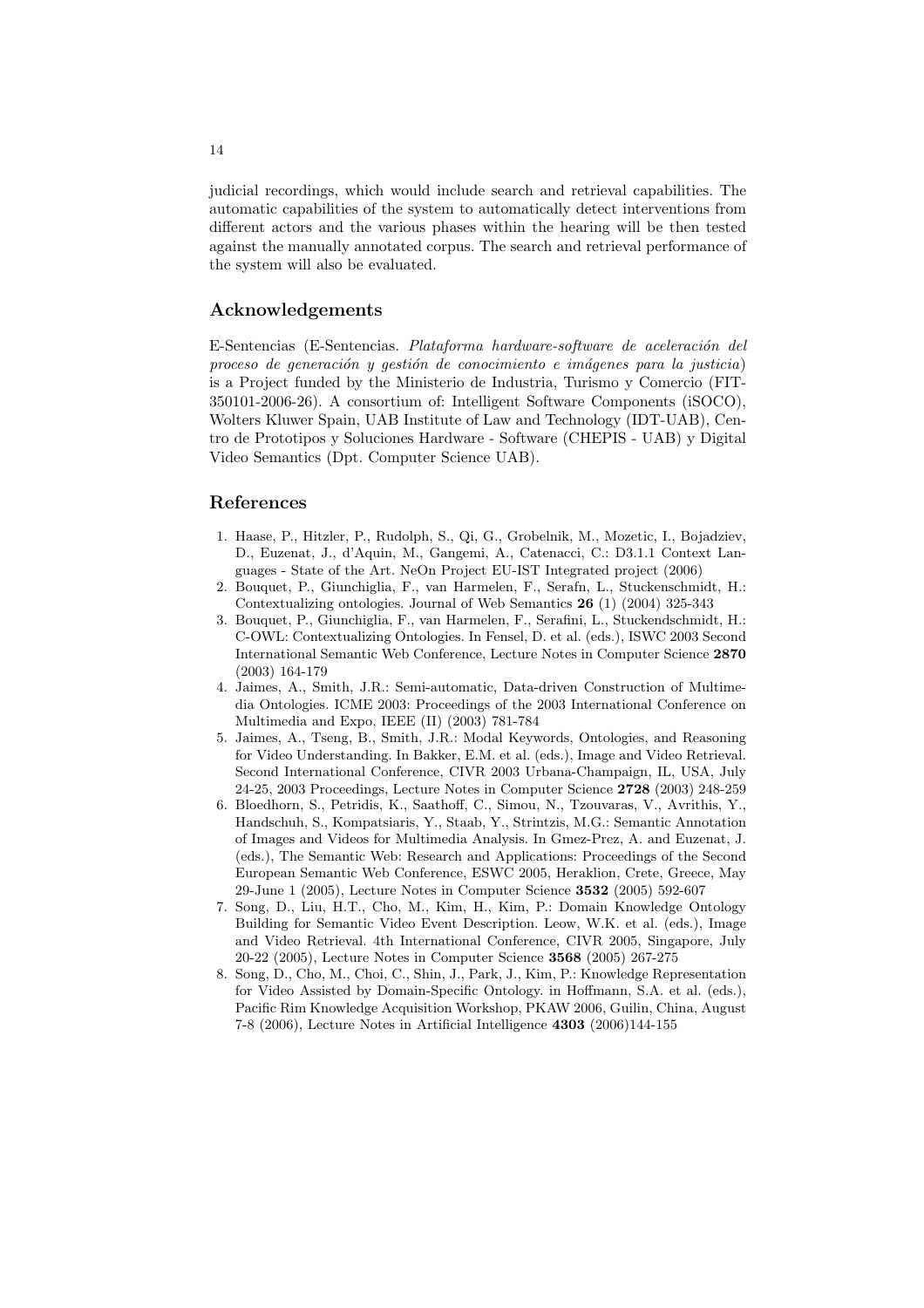judicial recordings, which would include search and retrieval capabilities. The automatic capabilities of the system to automatically detect interventions from different actors and the various phases within the hearing will be then tested against the manually annotated corpus. The search and retrieval performance of the system will also be evaluated.

## Acknowledgements

E-Sentencias (E-Sentencias. *Plataforma hardware-software de aceleración del proceso de generación y gestión de conocimiento e imágenes para la justicia*) is a Project funded by the Ministerio de Industria, Turismo y Comercio (FIT-350101-2006-26). A consortium of: Intelligent Software Components (iSOCO), Wolters Kluwer Spain, UAB Institute of Law and Technology (IDT-UAB), Centro de Prototipos y Soluciones Hardware - Software (CHEPIS - UAB) y Digital Video Semantics (Dpt. Computer Science UAB).

## References

1. Haase, P., Hitzler, P., Rudolph, S., Qi, G., Grobelnik, M., Mozetic, I., Bojadziev, D., Euzenat, J., d'Aquin, M., Gangemi, A., Catenacci, C.: D3.1.1 Context Languages - State of the Art. NeOn Project EU-IST Integrated project (2006)
2. Bouquet, P., Giunchiglia, F., van Harmelen, F., Serafn, L., Stuckenschmidt, H.: Contextualizing ontologies. Journal of Web Semantics **26** (1) (2004) 325-343
3. Bouquet, P., Giunchiglia, F., van Harmelen, F., Serafini, L., Stuckendschmidt, H.: C-OWL: Contextualizing Ontologies. In Fensel, D. et al. (eds.), ISWC 2003 Second International Semantic Web Conference, Lecture Notes in Computer Science **2870** (2003) 164-179
4. Jaimes, A., Smith, J.R.: Semi-automatic, Data-driven Construction of Multimedia Ontologies. ICME 2003: Proceedings of the 2003 International Conference on Multimedia and Expo, IEEE (II) (2003) 781-784
5. Jaimes, A., Tseng, B., Smith, J.R.: Modal Keywords, Ontologies, and Reasoning for Video Understanding. In Bakker, E.M. et al. (eds.), Image and Video Retrieval. Second International Conference, CIVR 2003 Urbana-Champaign, IL, USA, July 24-25, 2003 Proceedings, Lecture Notes in Computer Science **2728** (2003) 248-259
6. Bloedhorn, S., Petridis, K., Saathoff, C., Simou, N., Tzouvaras, V., Avrithis, Y., Handschuh, S., Kompatsiaris, Y., Staab, Y., Strintzis, M.G.: Semantic Annotation of Images and Videos for Multimedia Analysis. In Gmez-Prez, A. and Euzenat, J. (eds.), The Semantic Web: Research and Applications: Proceedings of the Second European Semantic Web Conference, ESWC 2005, Heraklion, Crete, Greece, May 29-June 1 (2005), Lecture Notes in Computer Science **3532** (2005) 592-607
7. Song, D., Liu, H.T., Cho, M., Kim, H., Kim, P.: Domain Knowledge Ontology Building for Semantic Video Event Description. Leow, W.K. et al. (eds.), Image and Video Retrieval. 4th International Conference, CIVR 2005, Singapore, July 20-22 (2005), Lecture Notes in Computer Science **3568** (2005) 267-275
8. Song, D., Cho, M., Choi, C., Shin, J., Park, J., Kim, P.: Knowledge Representation for Video Assisted by Domain-Specific Ontology. in Hoffmann, S.A. et al. (eds.), Pacific Rim Knowledge Acquisition Workshop, PKAW 2006, Guilin, China, August 7-8 (2006), Lecture Notes in Artificial Intelligence **4303** (2006)144-155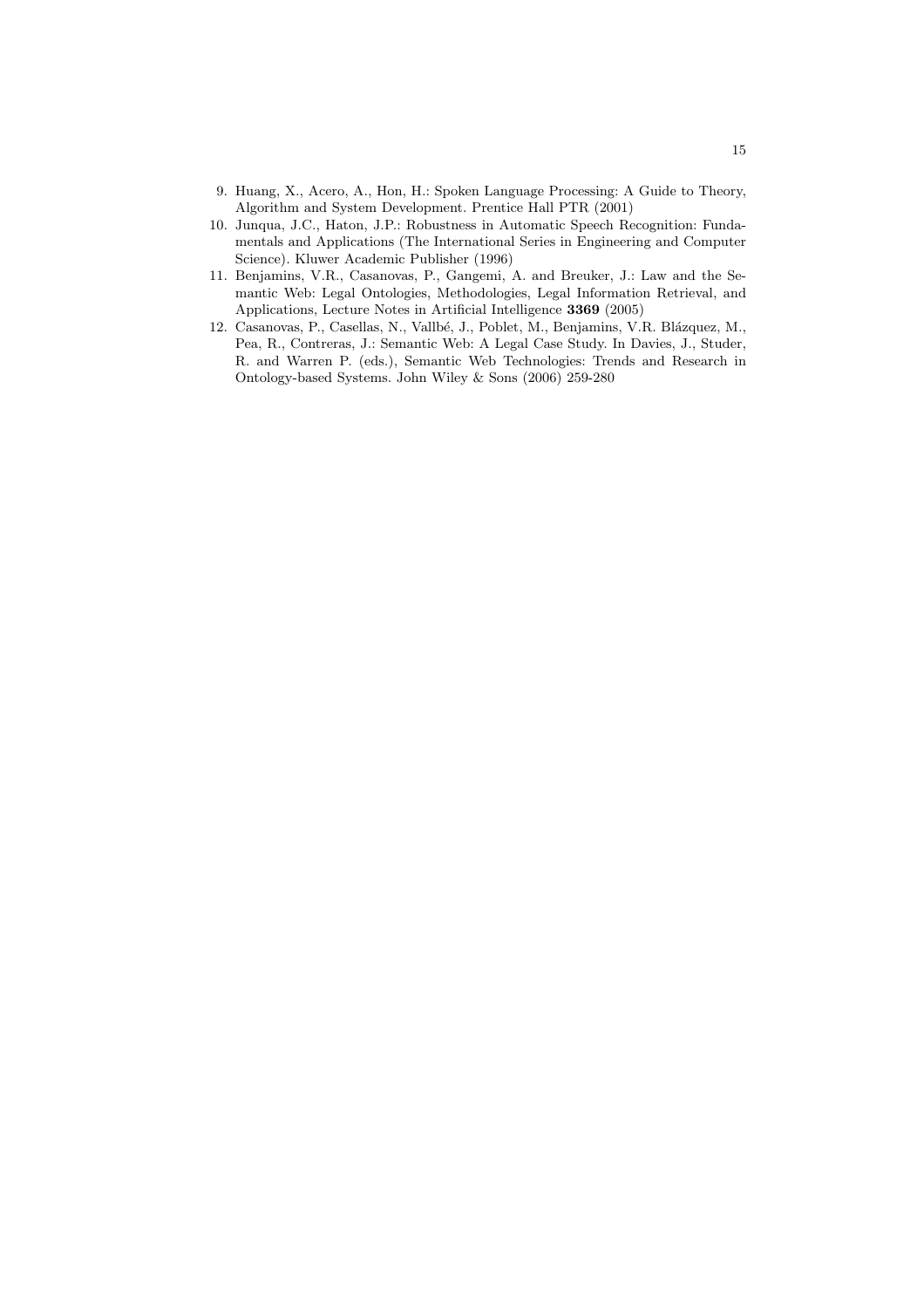9. Huang, X., Acero, A., Hon, H.: Spoken Language Processing: A Guide to Theory, Algorithm and System Development. Prentice Hall PTR (2001)
10. Junqua, J.C., Haton, J.P.: Robustness in Automatic Speech Recognition: Fundamentals and Applications (The International Series in Engineering and Computer Science). Kluwer Academic Publisher (1996)
11. Benjamins, V.R., Casanovas, P., Gangemi, A. and Breuker, J.: Law and the Semantic Web: Legal Ontologies, Methodologies, Legal Information Retrieval, and Applications, Lecture Notes in Artificial Intelligence **3369** (2005)
12. Casanovas, P., Casellas, N., Vallbé, J., Poblet, M., Benjamins, V.R. Blázquez, M., Pea, R., Contreras, J.: Semantic Web: A Legal Case Study. In Davies, J., Studer, R. and Warren P. (eds.), Semantic Web Technologies: Trends and Research in Ontology-based Systems. John Wiley & Sons (2006) 259-280